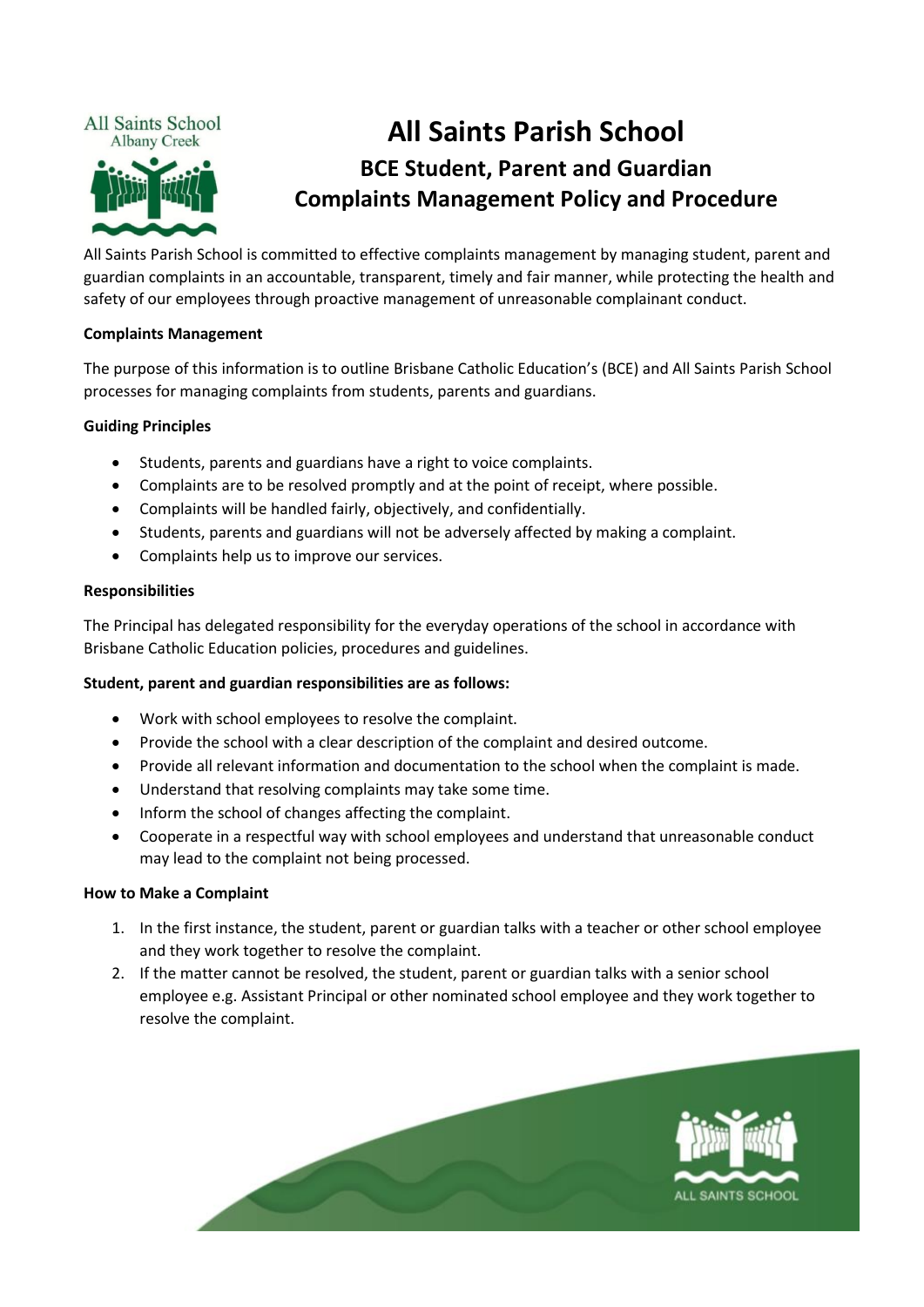# All Saints Parish School

## BCE Student, Parent and Guardian Complaints Management Policy and Procedure

All Saints Parish School is committed to effective complaints management by managing student, parent and guardian complaints in an accountable, transparent, timely and fair manner, while protecting the health and safety of our employees through proactive management of unreasonable complainant conduct.

**Complaints Management**

The purpose of this information is to outline Brisbane Catholic Education's (BCE) and All Saints Parish School processes for managing complaints from students, parents and guardians.

**Guiding Principles**

- Students, parents and guardians have a right to voice complaints.
- Complaints are to be resolved promptly and at the point of receipt, where possible.
- Complaints will be handled fairly, objectively, and confidentially.
- Students, parents and guardians will not be adversely affected by making a complaint.
- Complaints help us to improve our services.

**Responsibilities**

The Principal has delegated responsibility for the everyday operations of the school in accordance with Brisbane Catholic Education policies, procedures and guidelines.

**Student, parent and guardian responsibilities are as follows:**

- Work with school employees to resolve the complaint.
- Provide the school with a clear description of the complaint and desired outcome.
- Provide all relevant information and documentation to the school when the complaint is made.
- Understand that resolving complaints may take some time.
- Inform the school of changes affecting the complaint.
- Cooperate in a respectful way with school employees and understand that unreasonable conduct may lead to the complaint not being processed.

**How to Make a Complaint**

1. In the first instance, the student, parent or guardian talks with a teacher or other school employee and they work together to resolve the complaint.
2. If the matter cannot be resolved, the student, parent or guardian talks with a senior school employee e.g. Assistant Principal or other nominated school employee and they work together to resolve the complaint.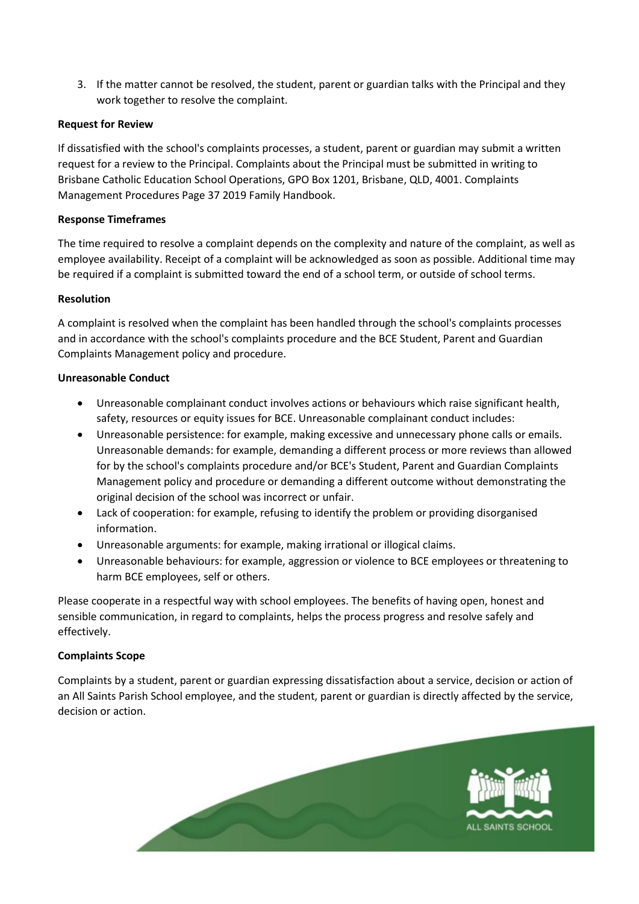3. If the matter cannot be resolved, the student, parent or guardian talks with the Principal and they work together to resolve the complaint.

**Request for Review**

If dissatisfied with the school's complaints processes, a student, parent or guardian may submit a written request for a review to the Principal. Complaints about the Principal must be submitted in writing to Brisbane Catholic Education School Operations, GPO Box 1201, Brisbane, QLD, 4001. Complaints Management Procedures Page 37 2019 Family Handbook.

**Response Timeframes**

The time required to resolve a complaint depends on the complexity and nature of the complaint, as well as employee availability. Receipt of a complaint will be acknowledged as soon as possible. Additional time may be required if a complaint is submitted toward the end of a school term, or outside of school terms.

**Resolution**

A complaint is resolved when the complaint has been handled through the school's complaints processes and in accordance with the school's complaints procedure and the BCE Student, Parent and Guardian Complaints Management policy and procedure.

**Unreasonable Conduct**

- Unreasonable complainant conduct involves actions or behaviours which raise significant health, safety, resources or equity issues for BCE. Unreasonable complainant conduct includes:
- Unreasonable persistence: for example, making excessive and unnecessary phone calls or emails. Unreasonable demands: for example, demanding a different process or more reviews than allowed for by the school's complaints procedure and/or BCE's Student, Parent and Guardian Complaints Management policy and procedure or demanding a different outcome without demonstrating the original decision of the school was incorrect or unfair.
- Lack of cooperation: for example, refusing to identify the problem or providing disorganised information.
- Unreasonable arguments: for example, making irrational or illogical claims.
- Unreasonable behaviours: for example, aggression or violence to BCE employees or threatening to harm BCE employees, self or others.

Please cooperate in a respectful way with school employees. The benefits of having open, honest and sensible communication, in regard to complaints, helps the process progress and resolve safely and effectively.

**Complaints Scope**

Complaints by a student, parent or guardian expressing dissatisfaction about a service, decision or action of an All Saints Parish School employee, and the student, parent or guardian is directly affected by the service, decision or action.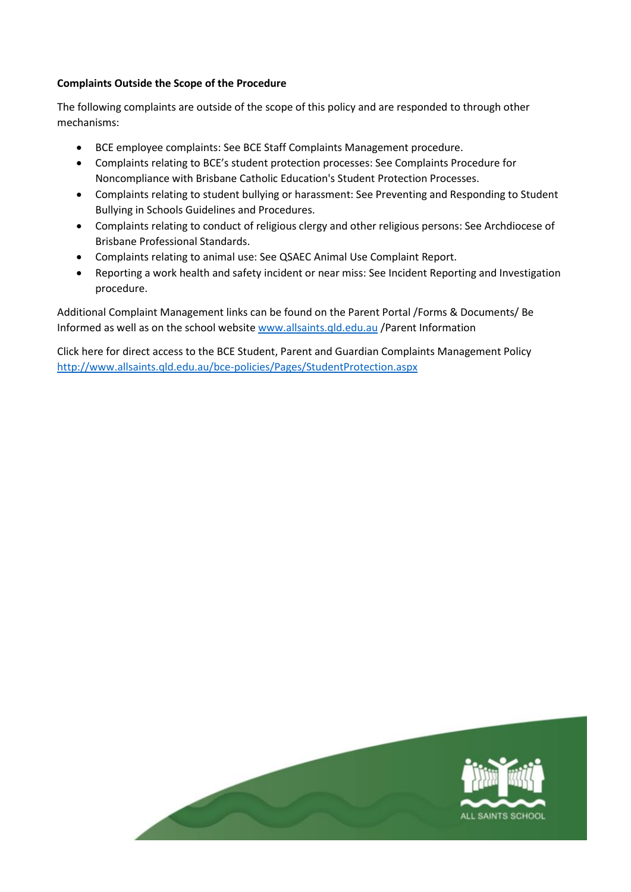**Complaints Outside the Scope of the Procedure**

The following complaints are outside of the scope of this policy and are responded to through other mechanisms:

- BCE employee complaints: See BCE Staff Complaints Management procedure.
- Complaints relating to BCE's student protection processes: See Complaints Procedure for Noncompliance with Brisbane Catholic Education's Student Protection Processes.
- Complaints relating to student bullying or harassment: See Preventing and Responding to Student Bullying in Schools Guidelines and Procedures.
- Complaints relating to conduct of religious clergy and other religious persons: See Archdiocese of Brisbane Professional Standards.
- Complaints relating to animal use: See QSAEC Animal Use Complaint Report.
- Reporting a work health and safety incident or near miss: See Incident Reporting and Investigation procedure.

Additional Complaint Management links can be found on the Parent Portal /Forms & Documents/ Be Informed as well as on the school website [www.allsaints.qld.edu.au](http://www.allsaints.qld.edu.au) /Parent Information

Click here for direct access to the BCE Student, Parent and Guardian Complaints Management Policy [http://www.allsaints.qld.edu.au/bce-policies/Pages/StudentProtection.aspx](http://www.allsaints.qld.edu.au/bce-policies/Pages/StudentProtection.aspx)

ALL SAINTS SCHOOL